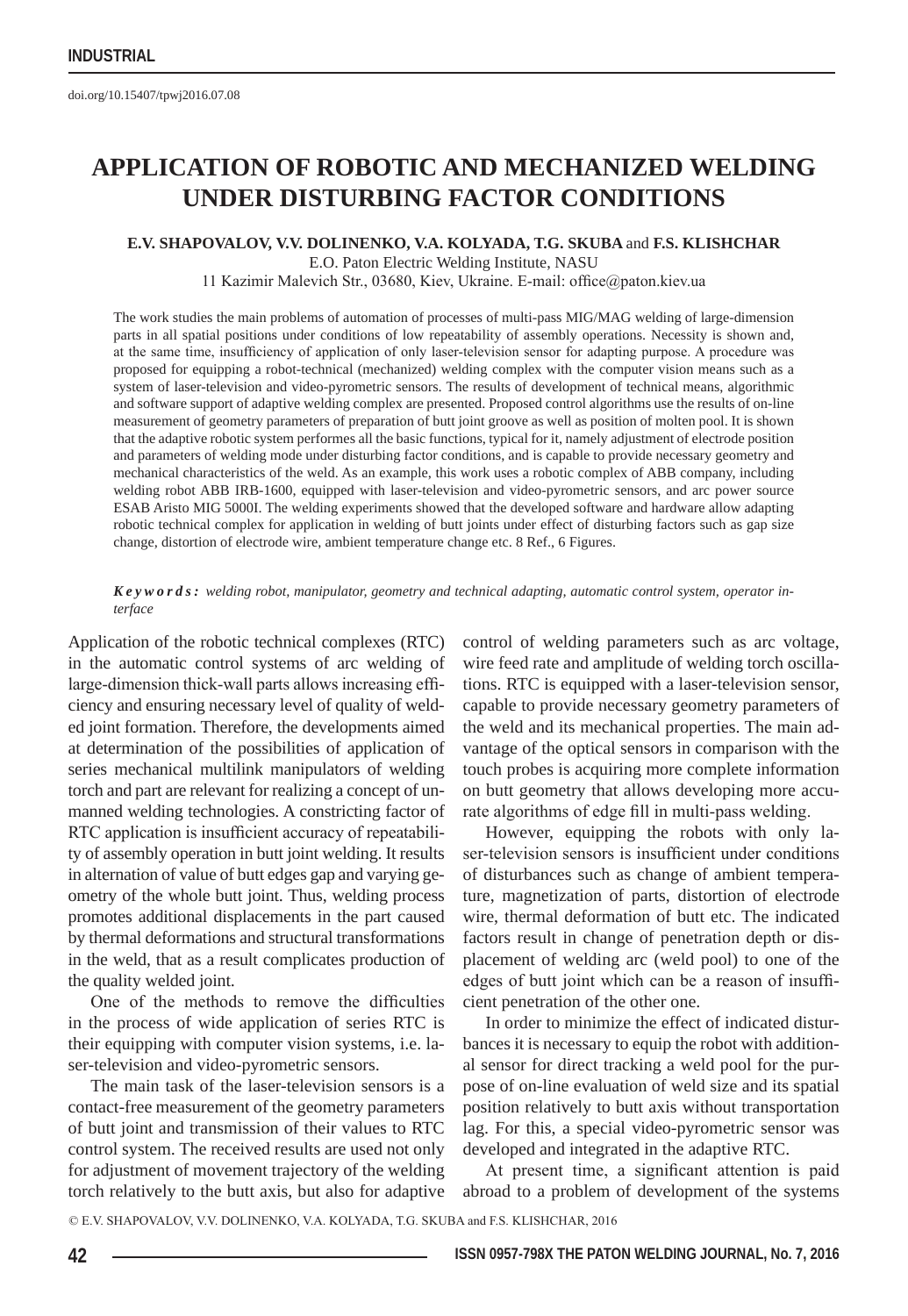doi.org/10.15407/tpwj2016.07.08

# APPLICATION OF ROBOTIC AND MECHANIZED WELDING UNDER DISTURBING FACTOR CONDITIONS

**E.V. SHAPOVALOV, V.V. DOLINENKO, V.A. KOLYADA, T.G. SKUBA** and **F.S. KLISHCHAR**

E.O. Paton Electric Welding Institute, NASU

11 Kazimir Malevich Str., 03680, Kiev, Ukraine. E-mail: office@paton.kiev.ua

The work studies the main problems of automation of processes of multi-pass MIG/MAG welding of large-dimension parts in all spatial positions under conditions of low repeatability of assembly operations. Necessity is shown and, at the same time, insufficiency of application of only laser-television sensor for adapting purpose. A procedure was proposed for equipping a robot-technical (mechanized) welding complex with the computer vision means such as a system of laser-television and video-pyrometric sensors. The results of development of technical means, algorithmic and software support of adaptive welding complex are presented. Proposed control algorithms use the results of on-line measurement of geometry parameters of preparation of butt joint groove as well as position of molten pool. It is shown that the adaptive robotic system performes all the basic functions, typical for it, namely adjustment of electrode position and parameters of welding mode under disturbing factor conditions, and is capable to provide necessary geometry and mechanical characteristics of the weld. As an example, this work uses a robotic complex of ABB company, including welding robot ABB IRB-1600, equipped with laser-television and video-pyrometric sensors, and arc power source ESAB Aristo MIG 5000I. The welding experiments showed that the developed software and hardware allow adapting robotic technical complex for application in welding of butt joints under effect of disturbing factors such as gap size change, distortion of electrode wire, ambient temperature change etc. 8 Ref., 6 Figures.

***Keywords:*** *welding robot, manipulator, geometry and technical adapting, automatic control system, operator interface*

Application of the robotic technical complexes (RTC) in the automatic control systems of arc welding of large-dimension thick-wall parts allows increasing efficiency and ensuring necessary level of quality of welded joint formation. Therefore, the developments aimed at determination of the possibilities of application of series mechanical multilink manipulators of welding torch and part are relevant for realizing a concept of unmanned welding technologies. A constricting factor of RTC application is insufficient accuracy of repeatability of assembly operation in butt joint welding. It results in alternation of value of butt edges gap and varying geometry of the whole butt joint. Thus, welding process promotes additional displacements in the part caused by thermal deformations and structural transformations in the weld, that as a result complicates production of the quality welded joint.

One of the methods to remove the difficulties in the process of wide application of series RTC is their equipping with computer vision systems, i.e. laser-television and video-pyrometric sensors.

The main task of the laser-television sensors is a contact-free measurement of the geometry parameters of butt joint and transmission of their values to RTC control system. The received results are used not only for adjustment of movement trajectory of the welding torch relatively to the butt axis, but also for adaptive control of welding parameters such as arc voltage, wire feed rate and amplitude of welding torch oscillations. RTC is equipped with a laser-television sensor, capable to provide necessary geometry parameters of the weld and its mechanical properties. The main advantage of the optical sensors in comparison with the touch probes is acquiring more complete information on butt geometry that allows developing more accurate algorithms of edge fill in multi-pass welding.

However, equipping the robots with only laser-television sensors is insufficient under conditions of disturbances such as change of ambient temperature, magnetization of parts, distortion of electrode wire, thermal deformation of butt etc. The indicated factors result in change of penetration depth or displacement of welding arc (weld pool) to one of the edges of butt joint which can be a reason of insufficient penetration of the other one.

In order to minimize the effect of indicated disturbances it is necessary to equip the robot with additional sensor for direct tracking a weld pool for the purpose of on-line evaluation of weld size and its spatial position relatively to butt axis without transportation lag. For this, a special video-pyrometric sensor was developed and integrated in the adaptive RTC.

At present time, a significant attention is paid abroad to a problem of development of the systems

© E.V. SHAPOVALOV, V.V. DOLINENKO, V.A. KOLYADA, T.G. SKUBA and F.S. KLISHCHAR, 2016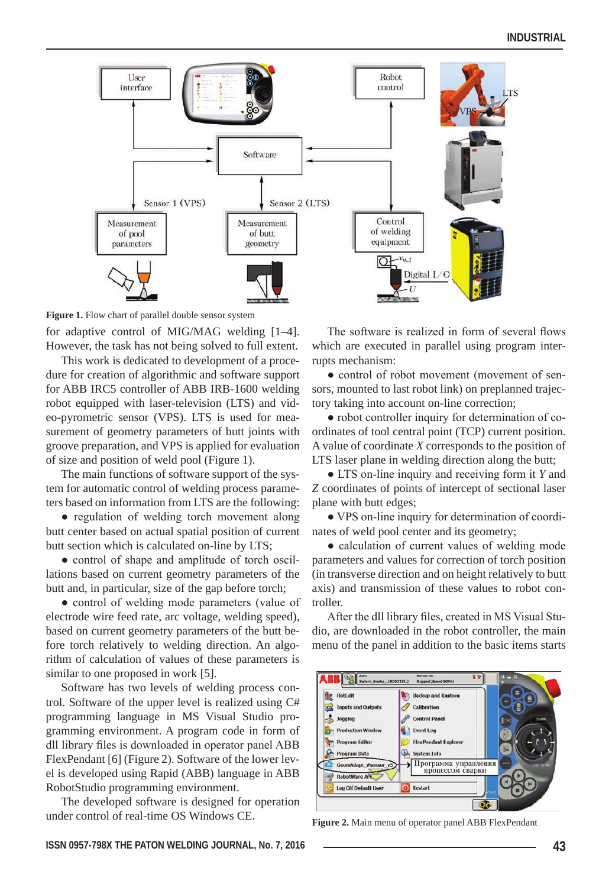**Figure 1.** Flow chart of parallel double sensor system

for adaptive control of MIG/MAG welding [1–4]. However, the task has not being solved to full extent.

This work is dedicated to development of a procedure for creation of algorithmic and software support for ABB IRC5 controller of ABB IRB-1600 welding robot equipped with laser-television (LTS) and video-pyrometric sensor (VPS). LTS is used for measurement of geometry parameters of butt joints with groove preparation, and VPS is applied for evaluation of size and position of weld pool (Figure 1).

The main functions of software support of the system for automatic control of welding process parameters based on information from LTS are the following:

- regulation of welding torch movement along butt center based on actual spatial position of current butt section which is calculated on-line by LTS;
- control of shape and amplitude of torch oscillations based on current geometry parameters of the butt and, in particular, size of the gap before torch;
- control of welding mode parameters (value of electrode wire feed rate, arc voltage, welding speed), based on current geometry parameters of the butt before torch relatively to welding direction. An algorithm of calculation of values of these parameters is similar to one proposed in work [5].

Software has two levels of welding process control. Software of the upper level is realized using C# programming language in MS Visual Studio programming environment. A program code in form of dll library files is downloaded in operator panel ABB FlexPendant [6] (Figure 2). Software of the lower level is developed using Rapid (ABB) language in ABB RobotStudio programming environment.

The developed software is designed for operation under control of real-time OS Windows CE.

The software is realized in form of several flows which are executed in parallel using program interrupts mechanism:

- control of robot movement (movement of sensors, mounted to last robot link) on preplanned trajectory taking into account on-line correction;
- robot controller inquiry for determination of coordinates of tool central point (TCP) current position. A value of coordinate *X* corresponds to the position of LTS laser plane in welding direction along the butt;
- LTS on-line inquiry and receiving form it *Y* and *Z* coordinates of points of intercept of sectional laser plane with butt edges;
- VPS on-line inquiry for determination of coordinates of weld pool center and its geometry;
- calculation of current values of welding mode parameters and values for correction of torch position (in transverse direction and on height relatively to butt axis) and transmission of these values to robot controller.

After the dll library files, created in MS Visual Studio, are downloaded in the robot controller, the main menu of the panel in addition to the basic items starts

**Figure 2.** Main menu of operator panel ABB FlexPendant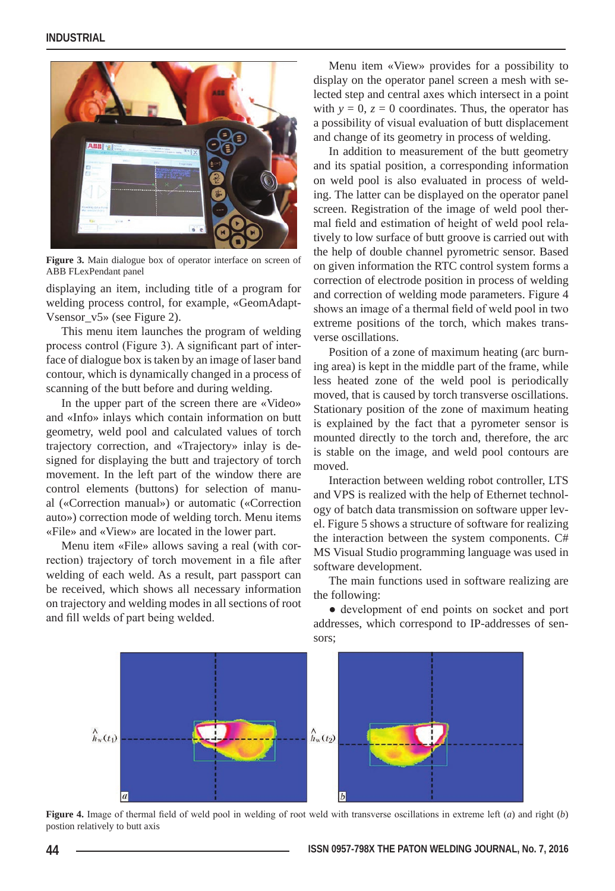**Figure 3.** Main dialogue box of operator interface on screen of ABB FLexPendant panel

displaying an item, including title of a program for welding process control, for example, «GeomAdapt-Vsensor_v5» (see Figure 2).

This menu item launches the program of welding process control (Figure 3). A significant part of interface of dialogue box is taken by an image of laser band contour, which is dynamically changed in a process of scanning of the butt before and during welding.

In the upper part of the screen there are «Video» and «Info» inlays which contain information on butt geometry, weld pool and calculated values of torch trajectory correction, and «Trajectory» inlay is designed for displaying the butt and trajectory of torch movement. In the left part of the window there are control elements (buttons) for selection of manual («Correction manual») or automatic («Correction auto») correction mode of welding torch. Menu items «File» and «View» are located in the lower part.

Menu item «File» allows saving a real (with correction) trajectory of torch movement in a file after welding of each weld. As a result, part passport can be received, which shows all necessary information on trajectory and welding modes in all sections of root and fill welds of part being welded.

Menu item «View» provides for a possibility to display on the operator panel screen a mesh with selected step and central axes which intersect in a point with $y = 0$, $z = 0$ coordinates. Thus, the operator has a possibility of visual evaluation of butt displacement and change of its geometry in process of welding.

In addition to measurement of the butt geometry and its spatial position, a corresponding information on weld pool is also evaluated in process of welding. The latter can be displayed on the operator panel screen. Registration of the image of weld pool thermal field and estimation of height of weld pool relatively to low surface of butt groove is carried out with the help of double channel pyrometric sensor. Based on given information the RTC control system forms a correction of electrode position in process of welding and correction of welding mode parameters. Figure 4 shows an image of a thermal field of weld pool in two extreme positions of the torch, which makes transverse oscillations.

Position of a zone of maximum heating (arc burning area) is kept in the middle part of the frame, while less heated zone of the weld pool is periodically moved, that is caused by torch transverse oscillations. Stationary position of the zone of maximum heating is explained by the fact that a pyrometer sensor is mounted directly to the torch and, therefore, the arc is stable on the image, and weld pool contours are moved.

Interaction between welding robot controller, LTS and VPS is realized with the help of Ethernet technology of batch data transmission on software upper level. Figure 5 shows a structure of software for realizing the interaction between the system components. C# MS Visual Studio programming language was used in software development.

The main functions used in software realizing are the following:

- development of end points on socket and port addresses, which correspond to IP-addresses of sensors;

**Figure 4.** Image of thermal field of weld pool in welding of root weld with transverse oscillations in extreme left (*a*) and right (*b*) postion relatively to butt axis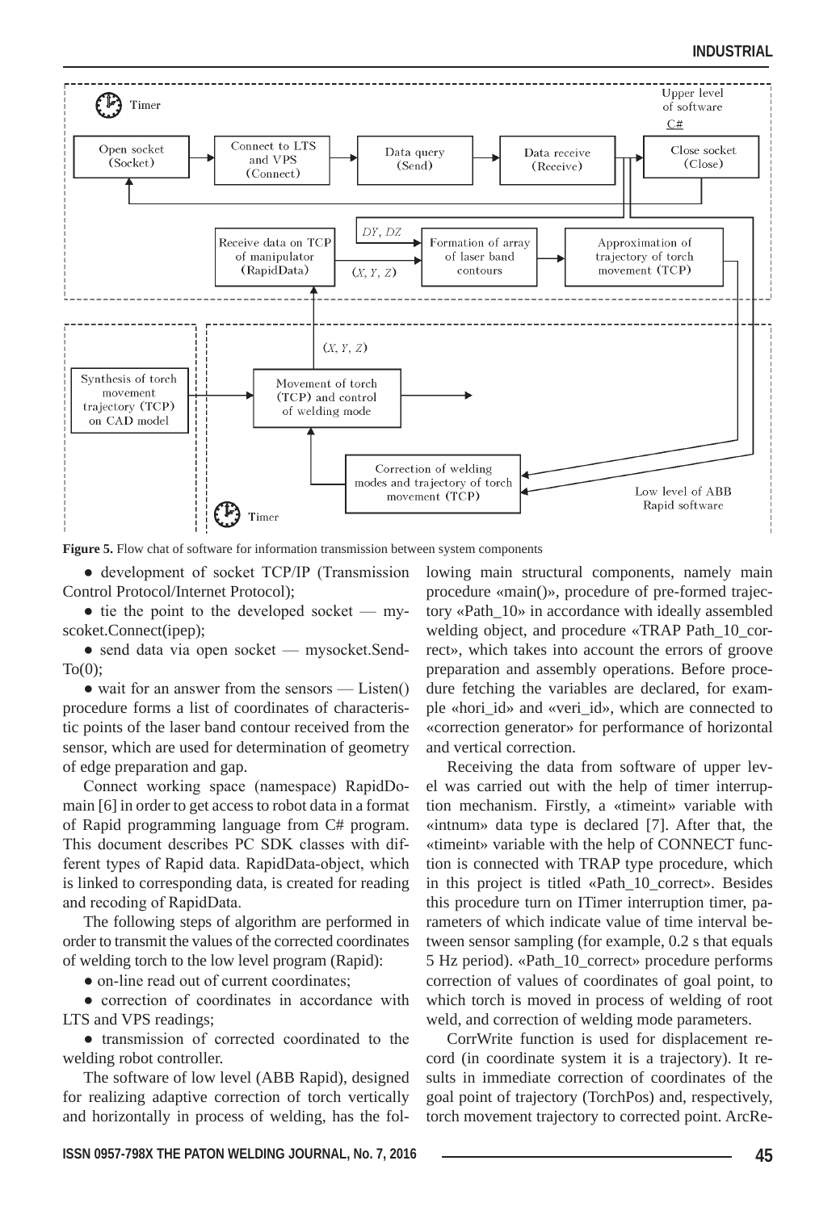**Figure 5.** Flow chat of software for information transmission between system components

- development of socket TCP/IP (Transmission Control Protocol/Internet Protocol);
- tie the point to the developed socket — myscoket.Connect(ipep);
- send data via open socket — mysocket.SendTo(0);
- wait for an answer from the sensors — Listen() procedure forms a list of coordinates of characteristic points of the laser band contour received from the sensor, which are used for determination of geometry of edge preparation and gap.

Connect working space (namespace) RapidDomain [6] in order to get access to robot data in a format of Rapid programming language from C# program. This document describes PC SDK classes with different types of Rapid data. RapidData-object, which is linked to corresponding data, is created for reading and recoding of RapidData.

The following steps of algorithm are performed in order to transmit the values of the corrected coordinates of welding torch to the low level program (Rapid):

- on-line read out of current coordinates;
- correction of coordinates in accordance with LTS and VPS readings;
- transmission of corrected coordinated to the welding robot controller.

The software of low level (ABB Rapid), designed for realizing adaptive correction of torch vertically and horizontally in process of welding, has the following main structural components, namely main procedure «main()», procedure of pre-formed trajectory «Path_10» in accordance with ideally assembled welding object, and procedure «TRAP Path_10_correct», which takes into account the errors of groove preparation and assembly operations. Before procedure fetching the variables are declared, for example «hori_id» and «veri_id», which are connected to «correction generator» for performance of horizontal and vertical correction.

Receiving the data from software of upper level was carried out with the help of timer interruption mechanism. Firstly, a «timeint» variable with «intnum» data type is declared [7]. After that, the «timeint» variable with the help of CONNECT function is connected with TRAP type procedure, which in this project is titled «Path_10_correct». Besides this procedure turn on ITimer interruption timer, parameters of which indicate value of time interval between sensor sampling (for example, 0.2 s that equals 5 Hz period). «Path_10_correct» procedure performs correction of values of coordinates of goal point, to which torch is moved in process of welding of root weld, and correction of welding mode parameters.

CorrWrite function is used for displacement record (in coordinate system it is a trajectory). It results in immediate correction of coordinates of the goal point of trajectory (TorchPos) and, respectively, torch movement trajectory to corrected point. ArcRe-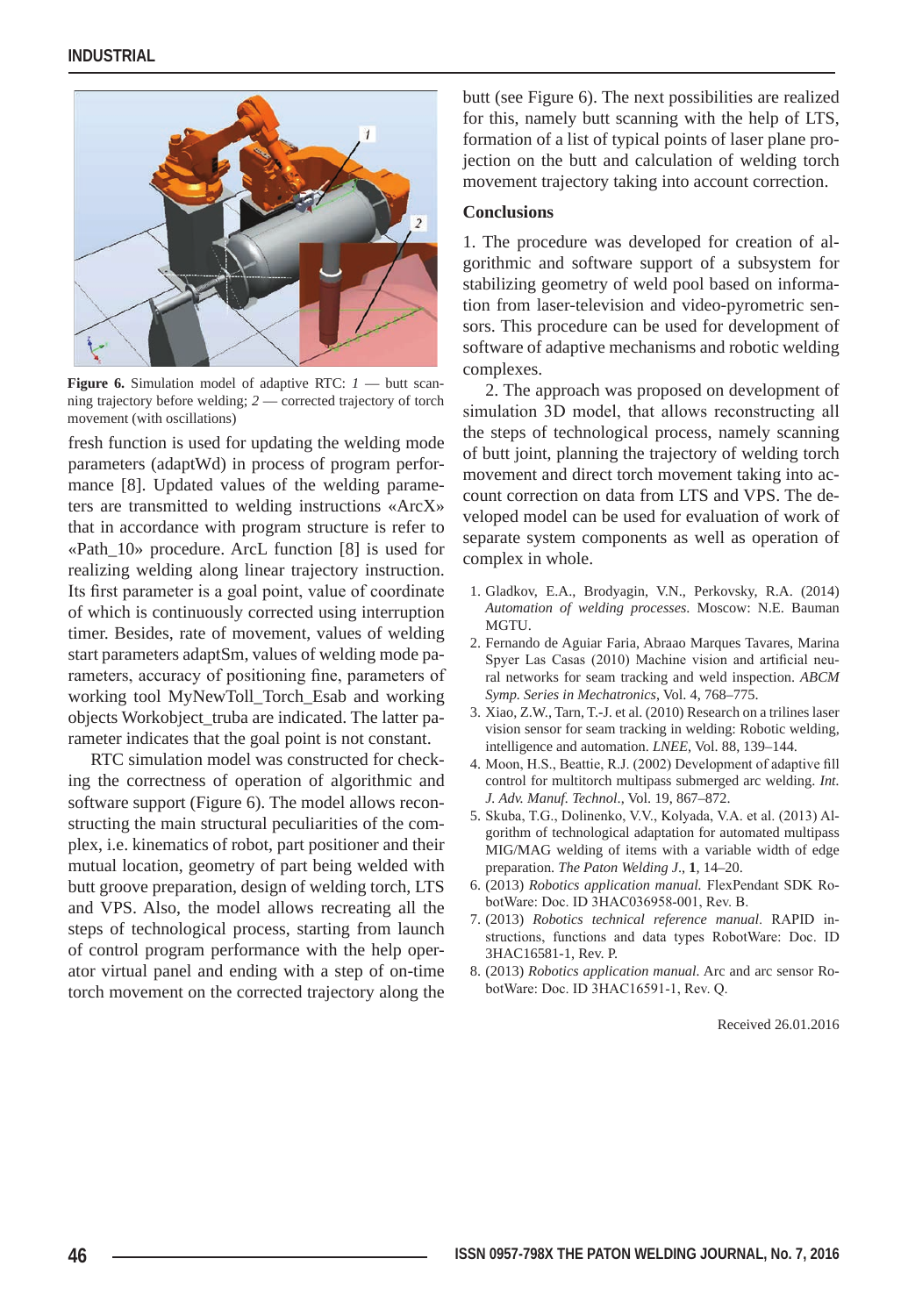**Figure 6.** Simulation model of adaptive RTC: *1* — butt scanning trajectory before welding; *2* — corrected trajectory of torch movement (with oscillations)

fresh function is used for updating the welding mode parameters (adaptWd) in process of program performance [8]. Updated values of the welding parameters are transmitted to welding instructions «ArcX» that in accordance with program structure is refer to «Path_10» procedure. ArcL function [8] is used for realizing welding along linear trajectory instruction. Its first parameter is a goal point, value of coordinate of which is continuously corrected using interruption timer. Besides, rate of movement, values of welding start parameters adaptSm, values of welding mode parameters, accuracy of positioning fine, parameters of working tool MyNewToll_Torch_Esab and working objects Workobject_truba are indicated. The latter parameter indicates that the goal point is not constant.

RTC simulation model was constructed for checking the correctness of operation of algorithmic and software support (Figure 6). The model allows reconstructing the main structural peculiarities of the complex, i.e. kinematics of robot, part positioner and their mutual location, geometry of part being welded with butt groove preparation, design of welding torch, LTS and VPS. Also, the model allows recreating all the steps of technological process, starting from launch of control program performance with the help operator virtual panel and ending with a step of on-time torch movement on the corrected trajectory along the butt (see Figure 6). The next possibilities are realized for this, namely butt scanning with the help of LTS, formation of a list of typical points of laser plane projection on the butt and calculation of welding torch movement trajectory taking into account correction.

## Conclusions

1. The procedure was developed for creation of algorithmic and software support of a subsystem for stabilizing geometry of weld pool based on information from laser-television and video-pyrometric sensors. This procedure can be used for development of software of adaptive mechanisms and robotic welding complexes.

2. The approach was proposed on development of simulation 3D model, that allows reconstructing all the steps of technological process, namely scanning of butt joint, planning the trajectory of welding torch movement and direct torch movement taking into account correction on data from LTS and VPS. The developed model can be used for evaluation of work of separate system components as well as operation of complex in whole.

1. Gladkov, E.A., Brodyagin, V.N., Perkovsky, R.A. (2014) *Automation of welding processes*. Moscow: N.E. Bauman MGTU.
2. Fernando de Aguiar Faria, Abraao Marques Tavares, Marina Spyer Las Casas (2010) Machine vision and artificial neural networks for seam tracking and weld inspection. *ABCM Symp. Series in Mechatronics*, Vol. 4, 768–775.
3. Xiao, Z.W., Tarn, T.-J. et al. (2010) Research on a trilines laser vision sensor for seam tracking in welding: Robotic welding, intelligence and automation. *LNEE*, Vol. 88, 139–144.
4. Moon, H.S., Beattie, R.J. (2002) Development of adaptive fill control for multitorch multipass submerged arc welding. *Int. J. Adv. Manuf. Technol.*, Vol. 19, 867–872.
5. Skuba, T.G., Dolinenko, V.V., Kolyada, V.A. et al. (2013) Algorithm of technological adaptation for automated multipass MIG/MAG welding of items with a variable width of edge preparation. *The Paton Welding J.*, **1**, 14–20.
6. (2013) *Robotics application manual.* FlexPendant SDK RobotWare: Doc. ID 3HAC036958-001, Rev. B.
7. (2013) *Robotics technical reference manual*. RAPID instructions, functions and data types RobotWare: Doc. ID 3HAC16581-1, Rev. P.
8. (2013) *Robotics application manual*. Arc and arc sensor RobotWare: Doc. ID 3HAC16591-1, Rev. Q.

Received 26.01.2016